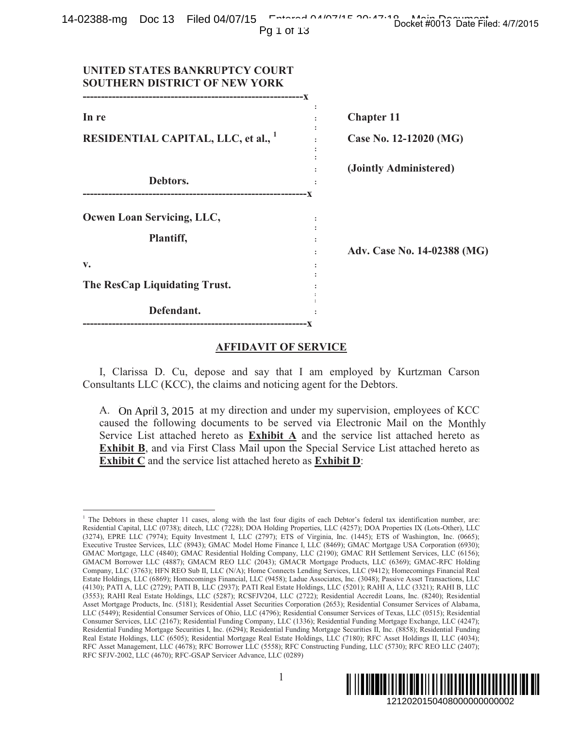**UNITED STATES BANKRUPTCY COURT**
**SOUTHERN DISTRICT OF NEW YORK**

| | |
|---|---|
| **In re** | **Chapter 11** |
| **RESIDENTIAL CAPITAL, LLC, et al.,** [1] | **Case No. 12-12020 (MG)** |
| | **(Jointly Administered)** |
| **Debtors.** | |

| | |
|---|---|
| **Ocwen Loan Servicing, LLC,** | |
| **Plantiff,** | **Adv. Case No. 14-02388 (MG)** |
| **v.** | |
| **The ResCap Liquidating Trust.** | |
| **Defendant.** | |

## AFFIDAVIT OF SERVICE

I, Clarissa D. Cu, depose and say that I am employed by Kurtzman Carson Consultants LLC (KCC), the claims and noticing agent for the Debtors.

A. On April 3, 2015 at my direction and under my supervision, employees of KCC caused the following documents to be served via Electronic Mail on the Monthly Service List attached hereto as **Exhibit A** and the service list attached hereto as **Exhibit B**, and via First Class Mail upon the Special Service List attached hereto as **Exhibit C** and the service list attached hereto as **Exhibit D**:

---

[1] The Debtors in these chapter 11 cases, along with the last four digits of each Debtor's federal tax identification number, are: Residential Capital, LLC (0738); ditech, LLC (7228); DOA Holding Properties, LLC (4257); DOA Properties IX (Lots-Other), LLC (3274), EPRE LLC (7974); Equity Investment I, LLC (2797); ETS of Virginia, Inc. (1445); ETS of Washington, Inc. (0665); Executive Trustee Services, LLC (8943); GMAC Model Home Finance I, LLC (8469); GMAC Mortgage USA Corporation (6930); GMAC Mortgage, LLC (4840); GMAC Residential Holding Company, LLC (2190); GMAC RH Settlement Services, LLC (6156); GMACM Borrower LLC (4887); GMACM REO LLC (2043); GMACR Mortgage Products, LLC (6369); GMAC-RFC Holding Company, LLC (3763); HFN REO Sub II, LLC (N/A); Home Connects Lending Services, LLC (9412); Homecomings Financial Real Estate Holdings, LLC (6869); Homecomings Financial, LLC (9458); Ladue Associates, Inc. (3048); Passive Asset Transactions, LLC (4130); PATI A, LLC (2729); PATI B, LLC (2937); PATI Real Estate Holdings, LLC (5201); RAHI A, LLC (3321); RAHI B, LLC (3553); RAHI Real Estate Holdings, LLC (5287); RCSFJV204, LLC (2722); Residential Accredit Loans, Inc. (8240); Residential Asset Mortgage Products, Inc. (5181); Residential Asset Securities Corporation (2653); Residential Consumer Services of Alabama, LLC (5449); Residential Consumer Services of Ohio, LLC (4796); Residential Consumer Services of Texas, LLC (0515); Residential Consumer Services, LLC (2167); Residential Funding Company, LLC (1336); Residential Funding Mortgage Exchange, LLC (4247); Residential Funding Mortgage Securities I, Inc. (6294); Residential Funding Mortgage Securities II, Inc. (8858); Residential Funding Real Estate Holdings, LLC (6505); Residential Mortgage Real Estate Holdings, LLC (7180); RFC Asset Holdings II, LLC (4034); RFC Asset Management, LLC (4678); RFC Borrower LLC (5558); RFC Constructing Funding, LLC (5730); RFC REO LLC (2407); RFC SFJV-2002, LLC (4670); RFC-GSAP Servicer Advance, LLC (0289)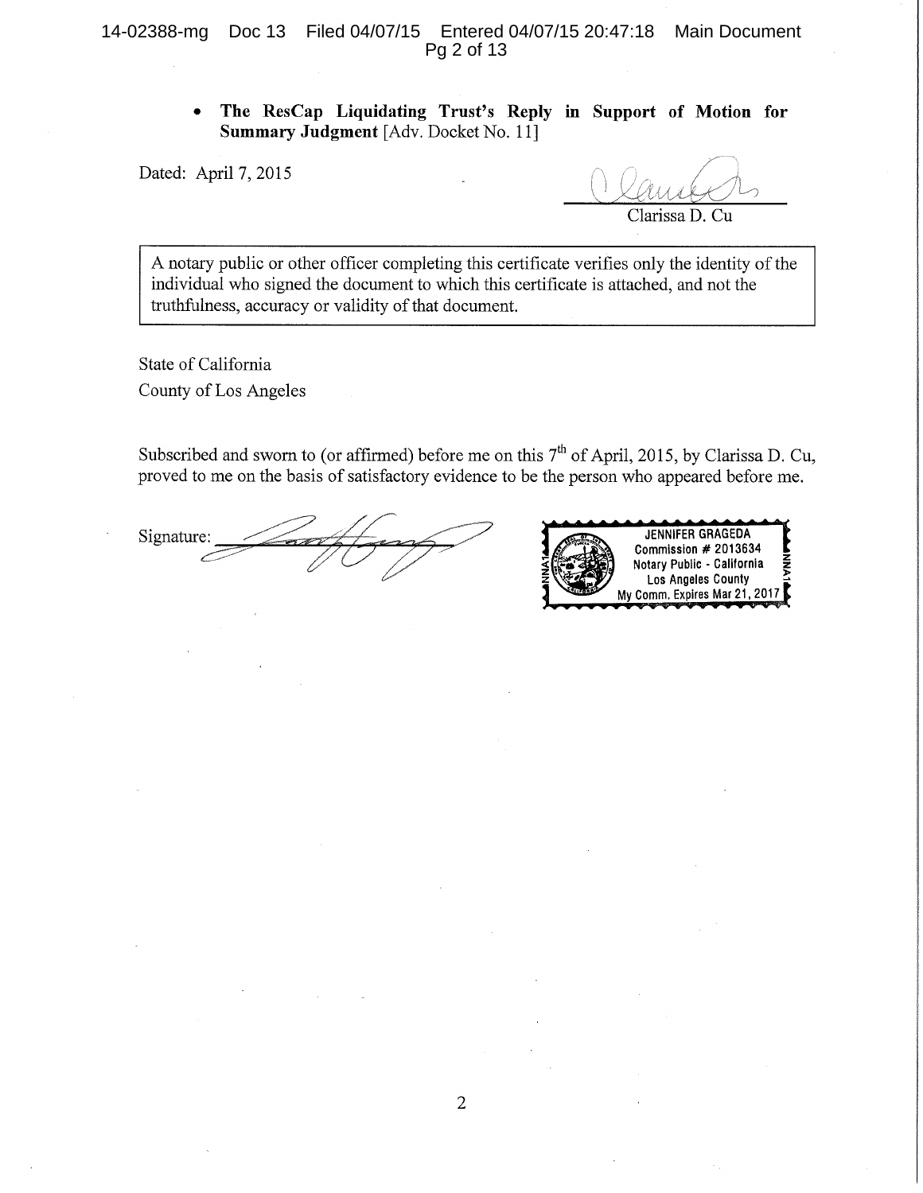- **The ResCap Liquidating Trust's Reply in Support of Motion for Summary Judgment** [Adv. Docket No. 11]

Dated: April 7, 2015

Clarissa D. Cu

> A notary public or other officer completing this certificate verifies only the identity of the individual who signed the document to which this certificate is attached, and not the truthfulness, accuracy or validity of that document.

State of California
County of Los Angeles

Subscribed and sworn to (or affirmed) before me on this 7th of April, 2015, by Clarissa D. Cu, proved to me on the basis of satisfactory evidence to be the person who appeared before me.

Signature: ______________________

JENNIFER GRAGEDA
Commission # 2013634
Notary Public - California
Los Angeles County
My Comm. Expires Mar 21, 2017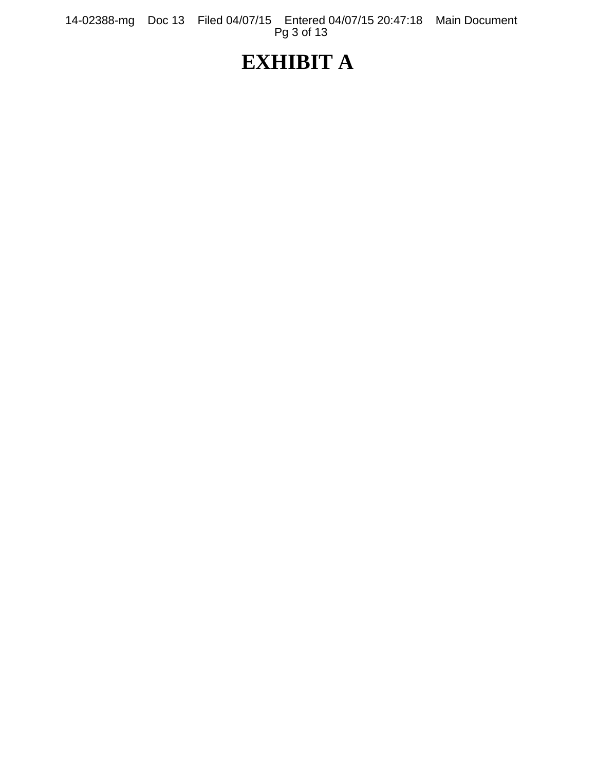# EXHIBIT A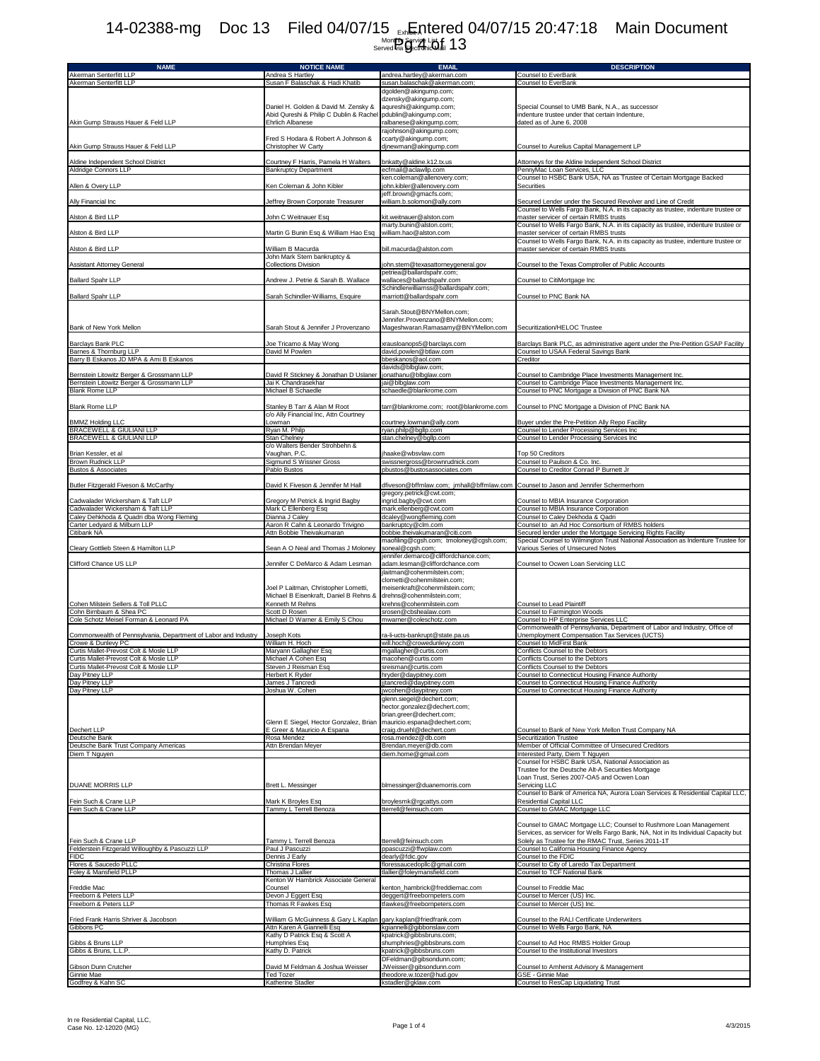Exhibit A
Monthly Service List
Served via Electronic Mail

| NAME | NOTICE NAME | EMAIL | DESCRIPTION |
|---|---|---|---|
| Akerman Senterfitt LLP | Andrea S Hartley | andrea.hartley@akerman.com | Counsel to EverBank |
| Akerman Senterfitt LLP | Susan F Balaschak & Hadi Khatib | susan.balaschak@akerman.com; | Counsel to EverBank |
| Akin Gump Strauss Hauer & Feld LLP | Daniel H. Golden & David M. Zensky & Abid Qureshi & Philip C Dublin & Rachel Ehrlich Albanese | dgolden@akingump.com; dzensky@akingump.com; aqureshi@akingump.com; pdublin@akingump.com; ralbanese@akingump.com; | Special Counsel to UMB Bank, N.A., as successor indenture trustee under that certain Indenture, dated as of June 6, 2008 |
| Akin Gump Strauss Hauer & Feld LLP | Fred S Hodara & Robert A Johnson & Christopher W Carty | rajohnson@akingump.com; ccarty@akingump.com; djnewman@akingump.com | Counsel to Aurelius Capital Management LP |
| Aldine Independent School District | Courtney F Harris, Pamela H Walters | bnkatty@aldine.k12.tx.us | Attorneys for the Aldine Independent School District |
| Aldridge Connors LLP | Bankruptcy Department | ecfmail@aclawllp.com | PennyMac Loan Services, LLC |
| Allen & Overy LLP | Ken Coleman & John Kibler | ken.coleman@allenovery.com; john.kibler@allenovery.com | Counsel to HSBC Bank USA, NA as Trustee of Certain Mortgage Backed Securities |
| Ally Financial Inc | Jeffrey Brown Corporate Treasurer | jeff.brown@gmacfs.com; william.b.solomon@ally.com | Secured Lender under the Secured Revolver and Line of Credit |
| Alston & Bird LLP | John C Weitnauer Esq | kit.weitnauer@alston.com | Counsel to Wells Fargo Bank, N.A. in its capacity as trustee, indenture trustee or master servicer of certain RMBS trusts |
| Alston & Bird LLP | Martin G Bunin Esq & William Hao Esq | marty.bunin@alston.com; william.hao@alston.com | Counsel to Wells Fargo Bank, N.A. in its capacity as trustee, indenture trustee or master servicer of certain RMBS trusts |
| Alston & Bird LLP | William B Macurda | bill.macurda@alston.com | Counsel to Wells Fargo Bank, N.A. in its capacity as trustee, indenture trustee or master servicer of certain RMBS trusts |
| Assistant Attorney General | John Mark Stern bankruptcy & Collections Division | john.stern@texasattorneygeneral.gov | Counsel to the Texas Comptroller of Public Accounts |
| Ballard Spahr LLP | Andrew J. Petrie & Sarah B. Wallace | petriea@ballardspahr.com; wallaces@ballardspahr.com | Counsel to CitiMortgage Inc |
| Ballard Spahr LLP | Sarah Schindler-Williams, Esquire | Schindlerwilliamss@ballardspahr.com; marriott@ballardspahr.com | Counsel to PNC Bank NA |
| Bank of New York Mellon | Sarah Stout & Jennifer J Provenzano | Sarah.Stout@BNYMellon.com; Jennifer.Provenzano@BNYMellon.com; Mageshwaran.Ramasamy@BNYMellon.com | Securitization/HELOC Trustee |
| Barclays Bank PLC | Joe Tricamo & May Wong | xrausloanops5@barclays.com | Barclays Bank PLC, as administrative agent under the Pre-Petition GSAP Facility |
| Barnes & Thornburg LLP | David M Powlen | david.powlen@btlaw.com | Counsel to USAA Federal Savings Bank |
| Barry B Eskanos JD MPA & Ami B Eskanos | | bbeskanos@aol.com | Creditor |
| Bernstein Litowitz Berger & Grossmann LLP | David R Stickney & Jonathan D Uslaner | davids@blbglaw.com; jonathanu@blbglaw.com | Counsel to Cambridge Place Investments Management Inc. |
| Bernstein Litowitz Berger & Grossmann LLP | Jai K Chandrasekhar | jai@blbglaw.com | Counsel to Cambridge Place Investments Management Inc. |
| Blank Rome LLP | Michael B Schaedle | schaedle@blankrome.com | Counsel to PNC Mortgage a Division of PNC Bank NA |
| Blank Rome LLP | Stanley B Tarr & Alan M Root | tarr@blankrome.com; root@blankrome.com | Counsel to PNC Mortgage a Division of PNC Bank NA |
| BMMZ Holding LLC | c/o Ally Financial Inc, Attn Courtney Lowman | courtney.lowman@ally.com | Buyer under the Pre-Petition Ally Repo Facility |
| BRACEWELL & GIULIANI LLP | Ryan M. Philp | ryan.philp@bgllp.com | Counsel to Lender Processing Services Inc |
| BRACEWELL & GIULIANI LLP | Stan Chelney | stan.chelney@bgllp.com | Counsel to Lender Processing Services Inc |
| Brian Kessler, et al | c/o Walters Bender Strohbehn & Vaughan, P.C. | jhaake@wbsvlaw.com | Top 50 Creditors |
| Brown Rudnick LLP | Sigmund S Wissner Gross | swissnergross@brownrudnick.com | Counsel to Paulson & Co. Inc. |
| Bustos & Associates | Pablo Bustos | pbustos@bustosassociates.com | Counsel to Creditor Conrad P Burnett Jr |
| Butler Fitzgerald Fiveson & McCarthy | David K Fiveson & Jennifer M Hall | dfiveson@bffmlaw.com; jmhall@bffmlaw.com | Counsel to Jason and Jennifer Schermerhorn |
| Cadwalader Wickersham & Taft LLP | Gregory M Petrick & Ingrid Bagby | gregory.petrick@cwt.com; ingrid.bagby@cwt.com | Counsel to MBIA Insurance Corporation |
| Cadwalader Wickersham & Taft LLP | Mark C Ellenberg Esq | mark.ellenberg@cwt.com | Counsel to MBIA Insurance Corporation |
| Caley Dehkhoda & Quadri dba Wong Fleming | Dianna J Caley | dcaley@wongfleming.com | Counsel to Caley Dekhoda & Qadri |
| Carter Ledyard & Milburn LLP | Aaron R Cahn & Leonardo Trivigno | bankruptcy@clm.com | Counsel to an Ad Hoc Consortium of RMBS holders |
| Citibank NA | Attn Bobbie Theivakumaran | bobbie.theivakumaran@citi.com | Secured lender under the Mortgage Servicing Rights Facility |
| Cleary Gottlieb Steen & Hamilton LLP | Sean A O Neal and Thomas J Moloney | maofiling@cgsh.com; tmoloney@cgsh.com; soneal@cgsh.com; | Special Counsel to Wilmington Trust National Association as Indenture Trustee for Various Series of Unsecured Notes |
| Clifford Chance US LLP | Jennifer C DeMarco & Adam Lesman | jennifer.demarco@cliffordchance.com; adam.lesman@cliffordchance.com | Counsel to Ocwen Loan Servicing LLC |
| Cohen Milstein Sellers & Toll PLLC | Joel P Laitman, Christopher Lometti, Michael B Eisenkraft, Daniel B Rehns & Kenneth M Rehns | jlaitman@cohenmilstein.com; clometti@cohenmilstein.com; meisenkraft@cohenmilstein.com; drehns@cohenmilstein.com; krehns@cohenmilstein.com | Counsel to Lead Plaintiff |
| Cohn Birnbaum & Shea PC | Scott D Rosen | srosen@cbshealaw.com | Counsel to Farmington Woods |
| Cole Schotz Meisel Forman & Leonard PA | Michael D Warner & Emily S Chou | mwarner@coleschotz.com | Counsel to HP Enterprise Services LLC |
| Commonwealth of Pennsylvania, Department of Labor and Industry | Joseph Kots | ra-li-ucts-bankrupt@state.pa.us | Commonwealth of Pennsylvania, Department of Labor and Industry, Office of Unemployment Compensation Tax Services (UCTS) |
| Crowe & Dunlevy PC | William H. Hoch | will.hoch@crowedunlevy.com | Counsel to MidFirst Bank |
| Curtis Mallet-Prevost Colt & Mosle LLP | Maryann Gallagher Esq | mgallagher@curtis.com | Conflicts Counsel to the Debtors |
| Curtis Mallet-Prevost Colt & Mosle LLP | Michael A Cohen Esq | macohen@curtis.com | Conflicts Counsel to the Debtors |
| Curtis Mallet-Prevost Colt & Mosle LLP | Steven J Reisman Esq | sreisman@curtis.com | Conflicts Counsel to the Debtors |
| Day Pitney LLP | Herbert K Ryder | hryder@daypitney.com | Counsel to Connecticut Housing Finance Authority |
| Day Pitney LLP | James J Tancredi | jjtancredi@daypitney.com | Counsel to Connecticut Housing Finance Authority |
| Day Pitney LLP | Joshua W. Cohen | jwcohen@daypitney.com | Counsel to Connecticut Housing Finance Authority |
| Dechert LLP | Glenn E Siegel, Hector Gonzalez, Brian E Greer & Mauricio A Espana | glenn.siegel@dechert.com; hector.gonzalez@dechert.com; brian.greer@dechert.com; mauricio.espana@dechert.com; craig.druehl@dechert.com | Counsel to Bank of New York Mellon Trust Company NA |
| Deutsche Bank | Rosa Mendez | rosa.mendez@db.com | Securitization Trustee |
| Deutsche Bank Trust Company Americas | Attn Brendan Meyer | Brendan.meyer@db.com | Member of Official Committee of Unsecured Creditors |
| Diem T Nguyen | | diem.home@gmail.com | Interested Party, Diem T Nguyen |
| DUANE MORRIS LLP | Brett L. Messinger | blmessinger@duanemorris.com | Counsel for HSBC Bank USA, National Association as Trustee for the Deutsche Alt-A Securities Mortgage Loan Trust, Series 2007-OA5 and Ocwen Loan Servicing LLC |
| Fein Such & Crane LLP | Mark K Broyles Esq | broylesmk@rgcattys.com | Counsel to Bank of America NA, Aurora Loan Services & Residential Capital LLC, Residential Capital LLC |
| Fein Such & Crane LLP | Tammy L Terrell Benoza | tterrell@feinsuch.com | Counsel to GMAC Mortgage LLC |
| Fein Such & Crane LLP | Tammy L Terrell Benoza | tterrell@feinsuch.com | Counsel to GMAC Mortgage LLC; Counsel to Rushmore Loan Management Services, as servicer for Wells Fargo Bank, NA, Not in Its Individual Capacity but Solely as Trustee for the RMAC Trust, Series 2011-1T |
| Felderstein Fitzgerald Willoughby & Pascuzzi LLP | Paul J Pascuzzi | ppascuzzi@ffwplaw.com | Counsel to California Housing Finance Agency |
| FIDC | Dennis J Early | dearly@fdic.gov | Counsel to the FDIC |
| Flores & Saucedo PLLC | Christina Flores | floressaucedopllc@gmail.com | Counsel to City of Laredo Tax Department |
| Foley & Mansfield PLLP | Thomas J Lallier | tlallier@foleymansfield.com | Counsel to TCF National Bank |
| Freddie Mac | Kenton W Hambrick Associate General Counsel | kenton_hambrick@freddiemac.com | Counsel to Freddie Mac |
| Freeborn & Peters LLP | Devon J Eggert Esq | deggert@freebornpeters.com | Counsel to Mercer (US) Inc. |
| Freeborn & Peters LLP | Thomas R Fawkes Esq | tfawkes@freebornpeters.com | Counsel to Mercer (US) Inc. |
| Fried Frank Harris Shriver & Jacobson | William G McGuinness & Gary L Kaplan | gary.kaplan@friedfrank.com | Counsel to the RALI Certificate Underwriters |
| Gibbons PC | Attn Karen A Giannelli Esq | kgiannelli@gibbonslaw.com | Counsel to Wells Fargo Bank, NA |
| Gibbs & Bruns LLP | Kathy D Patrick Esq & Scott A Humphries Esq | kpatrick@gibbsbruns.com; shumphries@gibbsbruns.com | Counsel to Ad Hoc RMBS Holder Group |
| Gibbs & Bruns, L.L.P. | Kathy D. Patrick | kpatrick@gibbsbruns.com | Counsel to the Institutional Investors |
| Gibson Dunn Crutcher | David M Feldman & Joshua Weisser | DFeldman@gibsondunn.com; JWeisser@gibsondunn.com | Counsel to Amherst Advisory & Management |
| Ginnie Mae | Ted Tozer | theodore.w.tozer@hud.gov | GSE - Ginnie Mae |
| Godfrey & Kahn SC | Katherine Stadler | kstadler@gklaw.com | Counsel to ResCap Liquidating Trust |

In re Residential Capital, LLC,
Case No. 12-12020 (MG)

Page 1 of 4

4/3/2015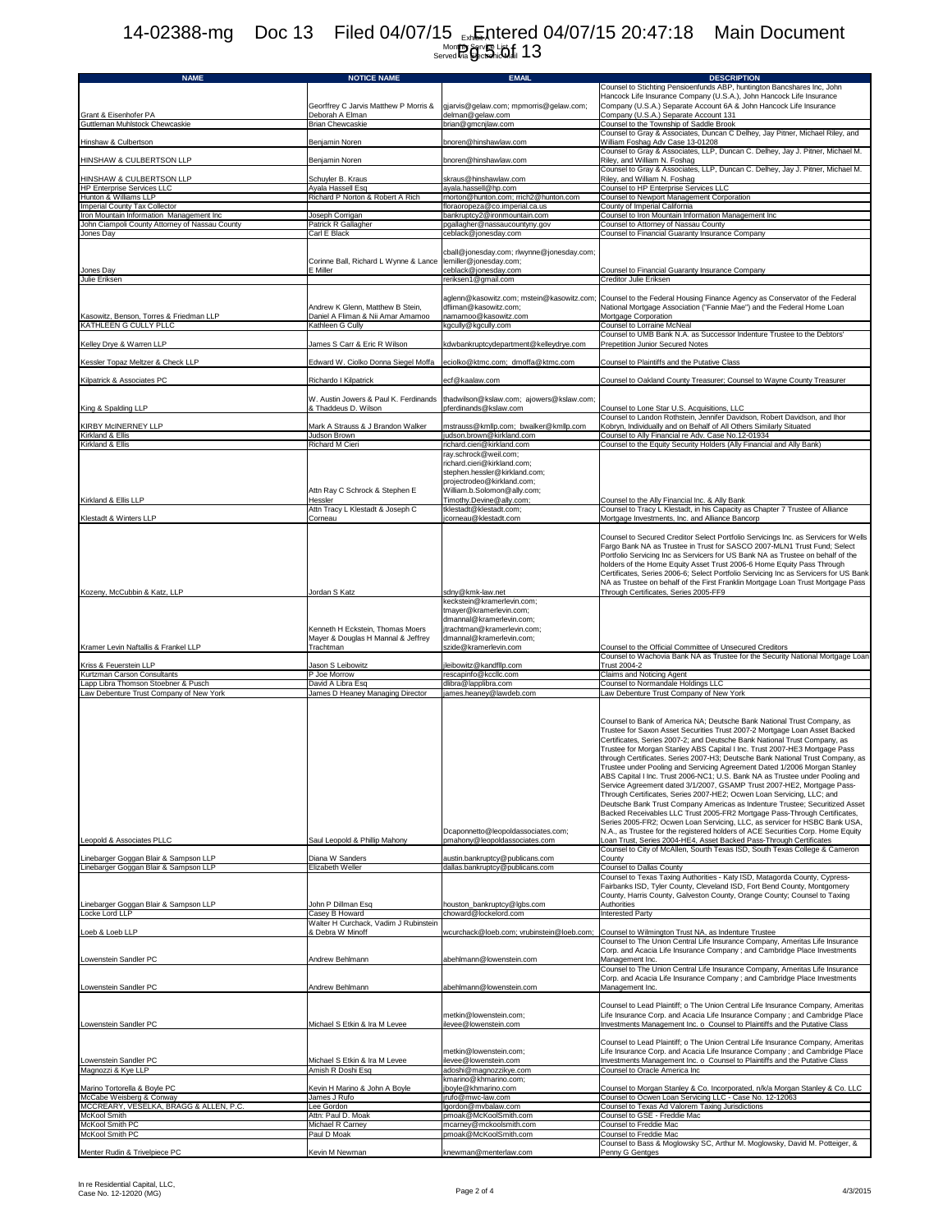| NAME | NOTICE NAME | EMAIL | DESCRIPTION |
|---|---|---|---|
| Grant & Eisenhofer PA | Georffrey C Jarvis Matthew P Morris & Deborah A Elman | gjarvis@gelaw.com; mpmorris@gelaw.com; delman@gelaw.com | Counsel to Stichting Pensioenfunds ABP, huntington Bancshares Inc, John Hancock Life Insurance Company (U.S.A.), John Hancock Life Insurance Company (U.S.A.) Separate Account 6A & John Hancock Life Insurance Company (U.S.A.) Separate Account 131 |
| Guttleman Muhlstock Chewcaskie | Brian Chewcaskie | brian@gmcnjlaw.com | Counsel to the Township of Saddle Brook |
| Hinshaw & Culbertson | Benjamin Noren | bnoren@hinshawlaw.com | Counsel to Gray & Associates, Duncan C Delhey, Jay Pitner, Michael Riley, and William Foshag Adv Case 13-01208 |
| HINSHAW & CULBERTSON LLP | Benjamin Noren | bnoren@hinshawlaw.com | Counsel to Gray & Associates, LLP, Duncan C. Delhey, Jay J. Pitner, Michael M. Riley, and William N. Foshag |
| HINSHAW & CULBERTSON LLP | Schuyler B. Kraus | skraus@hinshawlaw.com | Counsel to Gray & Associates, LLP, Duncan C. Delhey, Jay J. Pitner, Michael M. Riley, and William N. Foshag |
| HP Enterprise Services LLC | Ayala Hassell Esq | ayala.hassell@hp.com | Counsel to HP Enterprise Services LLC |
| Hunton & Williams LLP | Richard P Norton & Robert A Rich | rnorton@hunton.com; rrich2@hunton.com | Counsel to Newport Management Corporation |
| Imperial County Tax Collector | | floraoropeza@co.imperial.ca.us | County of Imperial California |
| Iron Mountain Information Management Inc | Joseph Corrigan | bankruptcy2@ironmountain.com | Counsel to Iron Mountain Information Management Inc |
| John Ciampoli County Attorney of Nassau County | Patrick R Gallagher | pgallagher@nassaucountyny.gov | Counsel to Attorney of Nassau County |
| Jones Day | Carl E Black | ceblack@jonesday.com | Counsel to Financial Guaranty Insurance Company |
| Jones Day | Corinne Ball, Richard L Wynne & Lance E Miller | cball@jonesday.com; rlwynne@jonesday.com; lemiller@jonesday.com; ceblack@jonesday.com | Counsel to Financial Guaranty Insurance Company |
| Julie Eriksen | | reriksen1@gmail.com | Creditor Julie Eriksen |
| Kasowitz, Benson, Torres & Friedman LLP | Andrew K Glenn, Matthew B Stein, Daniel A Fliman & Nii Amar Amamoo | aglenn@kasowitz.com; mstein@kasowitz.com; dfliman@kasowitz.com; namamoo@kasowitz.com | Counsel to the Federal Housing Finance Agency as Conservator of the Federal National Mortgage Association ("Fannie Mae") and the Federal Home Loan Mortgage Corporation |
| KATHLEEN G CULLY PLLC | Kathleen G Cully | kgcully@kgcully.com | Counsel to Lorraine McNeal |
| Kelley Drye & Warren LLP | James S Carr & Eric R Wilson | kdwbankruptcydepartment@kelleydrye.com | Counsel to UMB Bank N.A. as Successor Indenture Trustee to the Debtors' Prepetition Junior Secured Notes |
| Kessler Topaz Meltzer & Check LLP | Edward W. Ciolko Donna Siegel Moffa | eciolko@ktmc.com; dmoffa@ktmc.com | Counsel to Plaintiffs and the Putative Class |
| Kilpatrick & Associates PC | Richardo I Kilpatrick | ecf@kaalaw.com | Counsel to Oakland County Treasurer; Counsel to Wayne County Treasurer |
| King & Spalding LLP | W. Austin Jowers & Paul K. Ferdinands & Thaddeus D. Wilson | thadwilson@kslaw.com; ajowers@kslaw.com; pferdinands@kslaw.com | Counsel to Lone Star U.S. Acquisitions, LLC |
| KIRBY McINERNEY LLP | Mark A Strauss & J Brandon Walker | mstrauss@kmllp.com; bwalker@kmllp.com | Counsel to Landon Rothstein, Jennifer Davidson, Robert Davidson, and Ihor Kobryn, Individually and on Behalf of All Others Similarly Situated |
| Kirkland & Ellis | Judson Brown | judson.brown@kirkland.com | Counsel to Ally Financial re Adv. Case No.12-01934 |
| Kirkland & Ellis | Richard M Cieri | richard.cieri@kirkland.com | Counsel to the Equity Security Holders (Ally Financial and Ally Bank) |
| Kirkland & Ellis LLP | Attn Ray C Schrock & Stephen E Hessler | ray.schrock@weil.com; richard.cieri@kirkland.com; stephen.hessler@kirkland.com; projectrodeo@kirkland.com; William.b.Solomon@ally.com; Timothy.Devine@ally.com; | Counsel to the Ally Financial Inc. & Ally Bank |
| Klestadt & Winters LLP | Attn Tracy L Klestadt & Joseph C Corneau | tklestadt@klestadt.com; jcorneau@klestadt.com | Counsel to Tracy L Klestadt, in his Capacity as Chapter 7 Trustee of Alliance Mortgage Investments, Inc. and Alliance Bancorp |
| Kozeny, McCubbin & Katz, LLP | Jordan S Katz | sdny@kmk-law.net | Counsel to Secured Creditor Select Portfolio Servicings Inc. as Servicers for Wells Fargo Bank NA as Trustee in Trust for SASCO 2007-MLN1 Trust Fund; Select Portfolio Servicing Inc as Servicers for US Bank NA as Trustee on behalf of the holders of the Home Equity Asset Trust 2006-6 Home Equity Pass Through Certificates, Series 2006-6; Select Portfolio Servicing Inc as Servicers for US Bank NA as Trustee on behalf of the First Franklin Mortgage Loan Trust Mortgage Pass Through Certificates, Series 2005-FF9 |
| Kramer Levin Naftallis & Frankel LLP | Kenneth H Eckstein, Thomas Moers Mayer & Douglas H Mannal & Jeffrey Trachtman | keckstein@kramerlevin.com; tmayer@kramerlevin.com; dmannal@kramerlevin.com; jtrachtman@kramerlevin.com; dmannal@kramerlevin.com; szide@kramerlevin.com | Counsel to the Official Committee of Unsecured Creditors |
| Kriss & Feuerstein LLP | Jason S Leibowitz | jleibowitz@kandfllp.com | Counsel to Wachovia Bank NA as Trustee for the Security National Mortgage Loan Trust 2004-2 |
| Kurtzman Carson Consultants | P Joe Morrow | rescapinfo@kccllc.com | Claims and Noticing Agent |
| Lapp Libra Thomson Stoebner & Pusch | David A Libra Esq | dlibra@lapplibra.com | Counsel to Normandale Holdings LLC |
| Law Debenture Trust Company of New York | James D Heaney Managing Director | james.heaney@lawdeb.com | Law Debenture Trust Company of New York |
| Leopold & Associates PLLC | Saul Leopold & Phillip Mahony | Dcaponnetto@leopoldassociates.com; pmahony@leopoldassociates.com | Counsel to Bank of America NA; Deutsche Bank National Trust Company, as Trustee for Saxon Asset Securities Trust 2007-2 Mortgage Loan Asset Backed Certificates, Series 2007-2; and Deutsche Bank National Trust Company, as Trustee for Morgan Stanley ABS Capital I Inc. Trust 2007-HE3 Mortgage Pass through Certificates. Series 2007-H3; Deutsche Bank National Trust Company, as Trustee under Pooling and Servicing Agreement Dated 1/2006 Morgan Stanley ABS Capital I Inc. Trust 2006-NC1; U.S. Bank NA as Trustee under Pooling and Service Agreement dated 3/1/2007, GSAMP Trust 2007-HE2, Mortgage Pass-Through Certificates, Series 2007-HE2; Ocwen Loan Servicing, LLC; and Deutsche Bank Trust Company Americas as Indenture Trustee; Securitized Asset Backed Receivables LLC Trust 2005-FR2 Mortgage Pass-Through Certificates, Series 2005-FR2; Ocwen Loan Servicing, LLC, as servicer for HSBC Bank USA, N.A., as Trustee for the registered holders of ACE Securities Corp. Home Equity Loan Trust, Series 2004-HE4, Asset Backed Pass-Through Certificates |
| Linebarger Goggan Blair & Sampson LLP | Diana W Sanders | austin.bankruptcy@publicans.com | Counsel to City of McAllen, Sourth Texas ISD, South Texas College & Cameron County |
| Linebarger Goggan Blair & Sampson LLP | Elizabeth Weller | dallas.bankruptcy@publicans.com | Counsel to Dallas County |
| Linebarger Goggan Blair & Sampson LLP | John P Dillman Esq | houston_bankruptcy@lgbs.com | Counsel to Texas Taxing Authorities - Katy ISD, Matagorda County, Cypress-Fairbanks ISD, Tyler County, Cleveland ISD, Fort Bend County, Montgomery County, Harris County, Galveston County, Orange County; Counsel to Taxing Authorities |
| Locke Lord LLP | Casey B Howard | choward@lockelord.com | Interested Party |
| Loeb & Loeb LLP | Walter H Curchack, Vadim J Rubinstein & Debra W Minoff | wcurchack@loeb.com; vrubinstein@loeb.com; | Counsel to Wilmington Trust NA, as Indenture Trustee |
| Lowenstein Sandler PC | Andrew Behlmann | abehlmann@lowenstein.com | Counsel to The Union Central Life Insurance Company, Ameritas Life Insurance Corp. and Acacia Life Insurance Company ; and Cambridge Place Investments Management Inc. |
| Lowenstein Sandler PC | Andrew Behlmann | abehlmann@lowenstein.com | Counsel to The Union Central Life Insurance Company, Ameritas Life Insurance Corp. and Acacia Life Insurance Company ; and Cambridge Place Investments Management Inc. |
| Lowenstein Sandler PC | Michael S Etkin & Ira M Levee | metkin@lowenstein.com; ilevee@lowenstein.com | Counsel to Lead Plaintiff; o The Union Central Life Insurance Company, Ameritas Life Insurance Corp. and Acacia Life Insurance Company ; and Cambridge Place Investments Management Inc. o Counsel to Plaintiffs and the Putative Class |
| Lowenstein Sandler PC | Michael S Etkin & Ira M Levee | metkin@lowenstein.com; ilevee@lowenstein.com | Counsel to Lead Plaintiff; o The Union Central Life Insurance Company, Ameritas Life Insurance Corp. and Acacia Life Insurance Company ; and Cambridge Place Investments Management Inc. o Counsel to Plaintiffs and the Putative Class |
| Magnozzi & Kye LLP | Amish R Doshi Esq | adoshi@magnozzikye.com | Counsel to Oracle America Inc |
| Marino Tortorella & Boyle PC | Kevin H Marino & John A Boyle | kmarino@khmarino.com; jboyle@khmarino.com | Counsel to Morgan Stanley & Co. Incorporated, n/k/a Morgan Stanley & Co. LLC |
| McCabe Weisberg & Conway | James J Rufo | jrufo@mwc-law.com | Counsel to Ocwen Loan Servicing LLC - Case No. 12-12063 |
| MCCREARY, VESELKA, BRAGG & ALLEN, P.C. | Lee Gordon | lgordon@mvbalaw.com | Counsel to Texas Ad Valorem Taxing Jurisdictions |
| McKool Smith | Attn: Paul D. Moak | pmoak@McKoolSmith.com | Counsel to GSE - Freddie Mac |
| McKool Smith PC | Michael R Carney | mcarney@mckoolsmith.com | Counsel to Freddie Mac |
| McKool Smith PC | Paul D Moak | pmoak@McKoolSmith.com | Counsel to Freddie Mac |
| Menter Rudin & Trivelpiece PC | Kevin M Newman | knewman@menterlaw.com | Counsel to Bass & Moglowsky SC, Arthur M. Moglowsky, David M. Potteiger, & Penny G Gentges |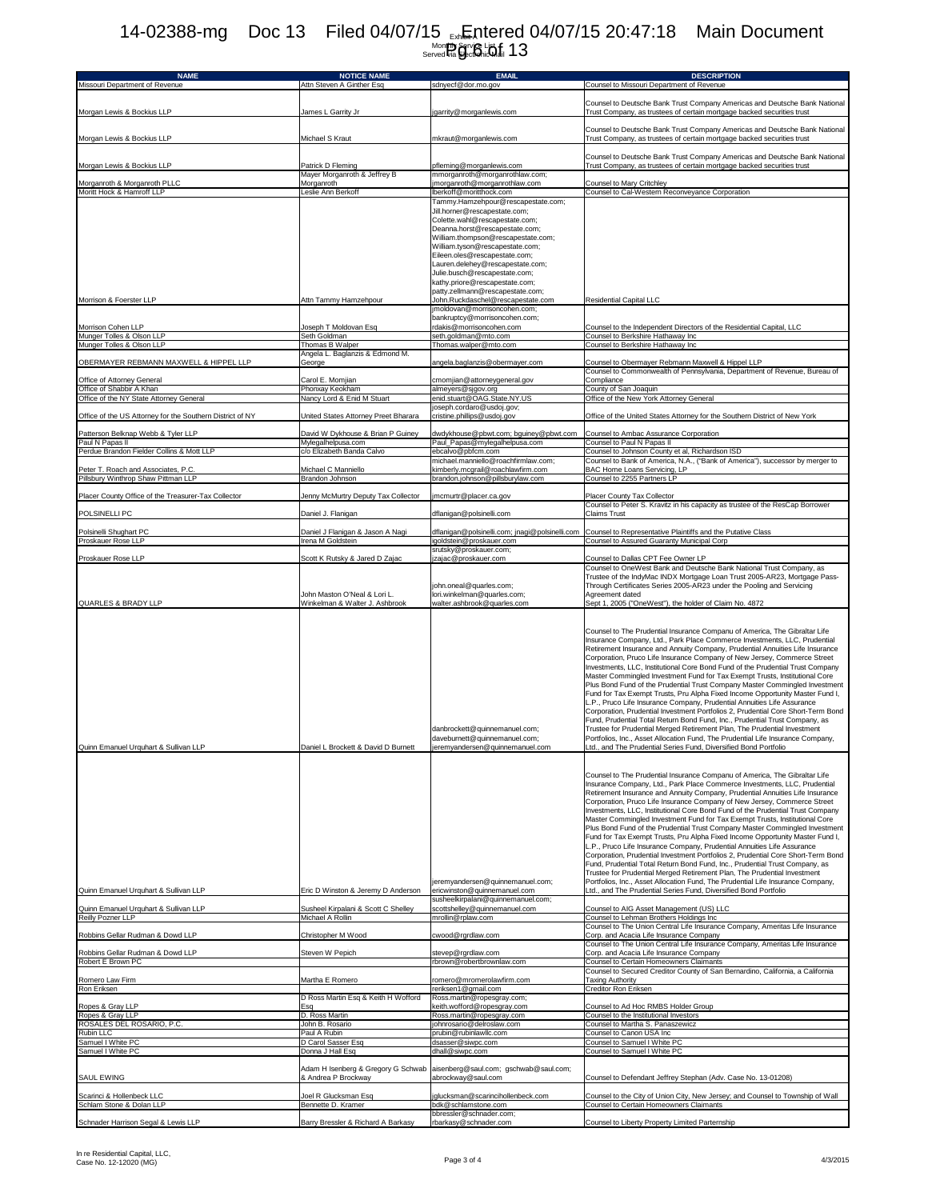Exhibit A
Monthly Service List
Served via Electronic Mail

| NAME | NOTICE NAME | EMAIL | DESCRIPTION |
|---|---|---|---|
| Missouri Department of Revenue | Attn Steven A Ginther Esq | sdnyecf@dor.mo.gov | Counsel to Missouri Department of Revenue |
| Morgan Lewis & Bockius LLP | James L Garrity Jr | jgarrity@morganlewis.com | Counsel to Deutsche Bank Trust Company Americas and Deutsche Bank National Trust Company, as trustees of certain mortgage backed securities trust |
| Morgan Lewis & Bockius LLP | Michael S Kraut | mkraut@morganlewis.com | Counsel to Deutsche Bank Trust Company Americas and Deutsche Bank National Trust Company, as trustees of certain mortgage backed securities trust |
| Morgan Lewis & Bockius LLP | Patrick D Fleming | pfleming@morganlewis.com | Counsel to Deutsche Bank Trust Company Americas and Deutsche Bank National Trust Company, as trustees of certain mortgage backed securities trust |
| Morganroth & Morganroth PLLC | Mayer Morganroth & Jeffrey B Morganroth | mmorganroth@morganrothlaw.com; jmorganroth@morganrothlaw.com | Counsel to Mary Critchley |
| Moritt Hock & Hamroff LLP | Leslie Ann Berkoff | lberkoff@moritthock.com | Counsel to Cal-Western Reconveyance Corporation |
| Morrison & Foerster LLP | Attn Tammy Hamzehpour | Tammy.Hamzehpour@rescapestate.com; Jill.horner@rescapestate.com; Colette.wahl@rescapestate.com; Deanna.horst@rescapestate.com; William.thompson@rescapestate.com; William.tyson@rescapestate.com; Eileen.oles@rescapestate.com; Lauren.delehey@rescapestate.com; Julie.busch@rescapestate.com; kathy.priore@rescapestate.com; patty.zellmann@rescapestate.com; John.Ruckdaschel@rescapestate.com | Residential Capital LLC |
| Morrison Cohen LLP | Joseph T Moldovan Esq | jmoldovan@morrisoncohen.com; bankruptcy@morrisoncohen.com; rdakis@morrisoncohen.com | Counsel to the Independent Directors of the Residential Capital, LLC |
| Munger Tolles & Olson LLP | Seth Goldman | seth.goldman@mto.com | Counsel to Berkshire Hathaway Inc |
| Munger Tolles & Olson LLP | Thomas B Walper | Thomas.walper@mto.com | Counsel to Berkshire Hathaway Inc |
| OBERMAYER REBMANN MAXWELL & HIPPEL LLP | Angela L. Baglanzis & Edmond M. George | angela.baglanzis@obermayer.com | Counsel to Obermayer Rebmann Maxwell & Hippel LLP |
| Office of Attorney General | Carol E. Momjian | cmomjian@attorneygeneral.gov | Counsel to Commonwealth of Pennsylvania, Department of Revenue, Bureau of Compliance |
| Office of Shabbir A Khan | Phonxay Keokham | almeyers@sjgov.org | County of San Joaquin |
| Office of the NY State Attorney General | Nancy Lord & Enid M Stuart | enid.stuart@OAG.State.NY.US | Office of the New York Attorney General |
| Office of the US Attorney for the Southern District of NY | United States Attorney Preet Bharara | joseph.cordaro@usdoj.gov; cristine.phillips@usdoj.gov | Office of the United States Attorney for the Southern District of New York |
| Patterson Belknap Webb & Tyler LLP | David W Dykhouse & Brian P Guiney | dwdykhouse@pbwt.com; bguiney@pbwt.com | Counsel to Ambac Assurance Corporation |
| Paul N Papas II | Mylegalhelpusa.com | Paul_Papas@mylegalhelpusa.com | Counsel to Paul N Papas II |
| Perdue Brandon Fielder Collins & Mott LLP | c/o Elizabeth Banda Calvo | ebcalvo@pbfcm.com | Counsel to Johnson County et al, Richardson ISD |
| Peter T. Roach and Associates, P.C. | Michael C Manniello | michael.manniello@roachfirmlaw.com; kimberly.mcgrail@roachlawfirm.com | Counsel to Bank of America, N.A., ("Bank of America"), successor by merger to BAC Home Loans Servicing, LP |
| Pillsbury Winthrop Shaw Pittman LLP | Brandon Johnson | brandon.johnson@pillsburylaw.com | Counsel to 2255 Partners LP |
| Placer County Office of the Treasurer-Tax Collector | Jenny McMurtry Deputy Tax Collector | jmcmurtr@placer.ca.gov | Placer County Tax Collector |
| POLSINELLI PC | Daniel J. Flanigan | dflanigan@polsinelli.com | Counsel to Peter S. Kravitz in his capacity as trustee of the ResCap Borrower Claims Trust |
| Polsinelli Shughart PC | Daniel J Flanigan & Jason A Nagi | dflanigan@polsinelli.com; jnagi@polsinelli.com | Counsel to Representative Plaintiffs and the Putative Class |
| Proskauer Rose LLP | Irena M Goldstein | igoldstein@proskauer.com | Counsel to Assured Guaranty Municipal Corp |
| Proskauer Rose LLP | Scott K Rutsky & Jared D Zajac | srutsky@proskauer.com; jzajac@proskauer.com | Counsel to Dallas CPT Fee Owner LP |
| QUARLES & BRADY LLP | John Maston O'Neal & Lori L. Winkelman & Walter J. Ashbrook | john.oneal@quarles.com; lori.winkelman@quarles.com; walter.ashbrook@quarles.com | Counsel to OneWest Bank and Deutsche Bank National Trust Company, as Trustee of the IndyMac INDX Mortgage Loan Trust 2005-AR23, Mortgage Pass-Through Certificates Series 2005-AR23 under the Pooling and Servicing Agreement dated Sept 1, 2005 ("OneWest"), the holder of Claim No. 4872 |
| Quinn Emanuel Urquhart & Sullivan LLP | Daniel L Brockett & David D Burnett | danbrockett@quinnemanuel.com; daveburnett@quinnemanuel.com; jeremyandersen@quinnemanuel.com | Counsel to The Prudential Insurance Companu of America, The Gibraltar Life Insurance Company, Ltd., Park Place Commerce Investments, LLC, Prudential Retirement Insurance and Annuity Company, Prudential Annuities Life Insurance Corporation, Pruco Life Insurance Company of New Jersey, Commerce Street Investments, LLC, Institutional Core Bond Fund of the Prudential Trust Company Master Commingled Investment Fund for Tax Exempt Trusts, Institutional Core Plus Bond Fund of the Prudential Trust Company Master Commingled Investment Fund for Tax Exempt Trusts, Pru Alpha Fixed Income Opportunity Master Fund I, L.P., Pruco Life Insurance Company, Prudential Annuities Life Assurance Corporation, Prudential Investment Portfolios 2, Prudential Core Short-Term Bond Fund, Prudential Total Return Bond Fund, Inc., Prudential Trust Company, as Trustee for Prudential Merged Retirement Plan, The Prudential Investment Portfolios, Inc., Asset Allocation Fund, The Prudential Life Insurance Company, Ltd., and The Prudential Series Fund, Diversified Bond Portfolio |
| Quinn Emanuel Urquhart & Sullivan LLP | Eric D Winston & Jeremy D Anderson | jeremyandersen@quinnemanuel.com; ericwinston@quinnemanuel.com | Counsel to The Prudential Insurance Companu of America, The Gibraltar Life Insurance Company, Ltd., Park Place Commerce Investments, LLC, Prudential Retirement Insurance and Annuity Company, Prudential Annuities Life Insurance Corporation, Pruco Life Insurance Company of New Jersey, Commerce Street Investments, LLC, Institutional Core Bond Fund of the Prudential Trust Company Master Commingled Investment Fund for Tax Exempt Trusts, Institutional Core Plus Bond Fund of the Prudential Trust Company Master Commingled Investment Fund for Tax Exempt Trusts, Pru Alpha Fixed Income Opportunity Master Fund I, L.P., Pruco Life Insurance Company, Prudential Annuities Life Assurance Corporation, Prudential Investment Portfolios 2, Prudential Core Short-Term Bond Fund, Prudential Total Return Bond Fund, Inc., Prudential Trust Company, as Trustee for Prudential Merged Retirement Plan, The Prudential Investment Portfolios, Inc., Asset Allocation Fund, The Prudential Life Insurance Company, Ltd., and The Prudential Series Fund, Diversified Bond Portfolio |
| Quinn Emanuel Urquhart & Sullivan LLP | Susheel Kirpalani & Scott C Shelley | susheelkirpalani@quinnemanuel.com; scottshelley@quinnemanuel.com | Counsel to AIG Asset Management (US) LLC |
| Reilly Pozner LLP | Michael A Rollin | mrollin@rplaw.com | Counsel to Lehman Brothers Holdings Inc |
| Robbins Gellar Rudman & Dowd LLP | Christopher M Wood | cwood@rgrdlaw.com | Counsel to The Union Central Life Insurance Company, Ameritas Life Insurance Corp. and Acacia Life Insurance Company |
| Robbins Gellar Rudman & Dowd LLP | Steven W Pepich | stevep@rgrdlaw.com | Counsel to The Union Central Life Insurance Company, Ameritas Life Insurance Corp. and Acacia Life Insurance Company |
| Robert E Brown PC | | rbrown@robertbrownlaw.com | Counsel to Certain Homeowners Claimants |
| Romero Law Firm | Martha E Romero | romero@mromerolawfirm.com | Counsel to Secured Creditor County of San Bernardino, California, a California Taxing Authority |
| Ron Eriksen | | reriksen1@gmail.com | Creditor Ron Eriksen |
| Ropes & Gray LLP | D Ross Martin Esq & Keith H Wofford Esq | Ross.martin@ropesgray.com; keith.wofford@ropesgray.com | Counsel to Ad Hoc RMBS Holder Group |
| Ropes & Gray LLP | D. Ross Martin | Ross.martin@ropesgray.com | Counsel to the Institutional Investors |
| ROSALES DEL ROSARIO, P.C. | John B. Rosario | johnrosario@delroslaw.com | Counsel to Martha S. Panaszewicz |
| Rubin LLC | Paul A Rubin | prubin@rubinlawllc.com | Counsel to Canon USA Inc |
| Samuel I White PC | D Carol Sasser Esq | dsasser@siwpc.com | Counsel to Samuel I White PC |
| Samuel I White PC | Donna J Hall Esq | dhall@siwpc.com | Counsel to Samuel I White PC |
| SAUL EWING | Adam H Isenberg & Gregory G Schwab & Andrea P Brockway | aisenberg@saul.com; gschwab@saul.com; abrockway@saul.com | Counsel to Defendant Jeffrey Stephan (Adv. Case No. 13-01208) |
| Scarinci & Hollenbeck LLC | Joel R Glucksman Esq | jglucksman@scarincihollenbeck.com | Counsel to the City of Union City, New Jersey; and Counsel to Township of Wall |
| Schlam Stone & Dolan LLP | Bennette D. Kramer | bdk@schlamstone.com | Counsel to Certain Homeowners Claimants |
| Schnader Harrison Segal & Lewis LLP | Barry Bressler & Richard A Barkasy | bbressler@schnader.com; rbarkasy@schnader.com | Counsel to Liberty Property Limited Parternship |

In re Residential Capital, LLC,
Case No. 12-12020 (MG)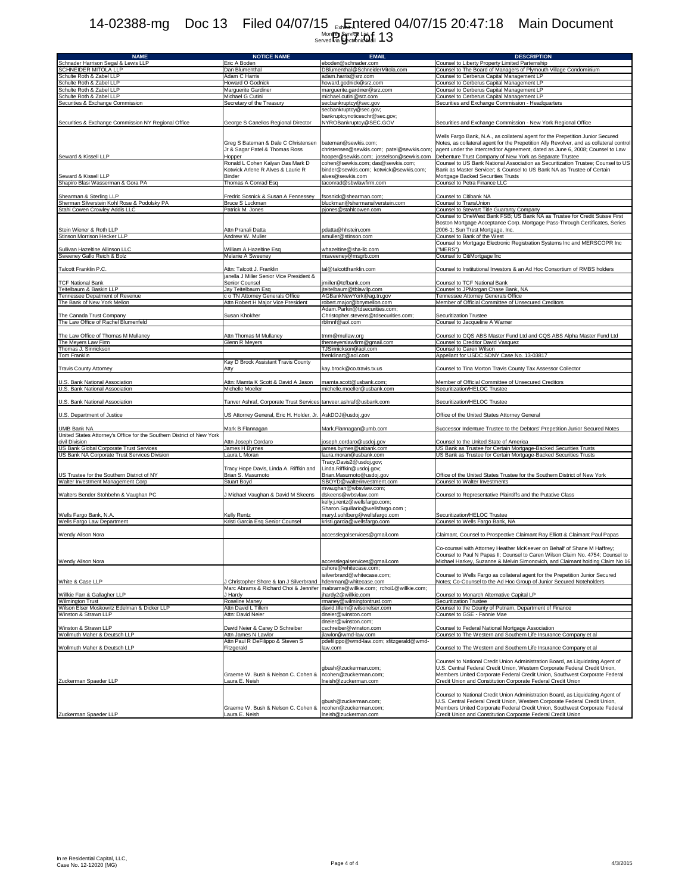Exhibit A
Monthly Service List
Served via Electronic Mail

| NAME | NOTICE NAME | EMAIL | DESCRIPTION |
|---|---|---|---|
| Schnader Harrison Segal & Lewis LLP | Eric A Boden | eboden@schnader.com | Counsel to Liberty Property Limited Parternship |
| SCHNEIDER MITOLA LLP | Dan Blumenthal | DBlumenthal@SchneiderMitola.com | Counsel to The Board of Managers of Plymouth Village Condominium |
| Schulte Roth & Zabel LLP | Adam C Harris | adam.harris@srz.com | Counsel to Cerberus Capital Management LP |
| Schulte Roth & Zabel LLP | Howard O Godnick | howard.godnick@srz.com | Counsel to Cerberus Capital Management LP |
| Schulte Roth & Zabel LLP | Marguerite Gardiner | marguerite.gardiner@srz.com | Counsel to Cerberus Capital Management LP |
| Schulte Roth & Zabel LLP | Michael G Cutini | michael.cutini@srz.com | Counsel to Cerberus Capital Management LP |
| Securities & Exchange Commission | Secretary of the Treasury | secbankruptcy@sec.gov | Securities and Exchange Commission - Headquarters |
| Securities & Exchange Commission NY Regional Office | George S Canellos Regional Director | secbankruptcy@sec.gov; bankruptcynoticeschr@sec.gov; NYROBankruptcy@SEC.GOV | Securities and Exchange Commission - New York Regional Office |
| Seward & Kissell LLP | Greg S Bateman & Dale C Christensen Jr & Sagar Patel & Thomas Ross Hopper | bateman@sewkis.com; christensen@sewkis.com; patel@sewkis.com; hooper@sewkis.com; josselson@sewkis.com | Wells Fargo Bank, N.A., as collateral agent for the Prepetition Junior Secured Notes, as collateral agent for the Prepetition Ally Revolver, and as collateral control agent under the Intercreditor Agreement, dated as June 6, 2008; Counsel to Law Debenture Trust Company of New York as Separate Trustee |
| Seward & Kissell LLP | Ronald L Cohen Kalyan Das Mark D Kotwick Arlene R Alves & Laurie R Binder | cohen@sewkis.com; das@sewkis.com; binder@sewkis.com; kotwick@sewkis.com; alves@sewkis.com | Counsel to US Bank National Association as Securitization Trustee; Counsel to US Bank as Master Servicer; & Counsel to US Bank NA as Trustee of Certain Mortgage Backed Securities Trusts |
| Shapiro Blasi Wasserman & Gora PA | Thomas A Conrad Esq | taconrad@sbwlawfirm.com | Counsel to Petra Finance LLC |
| Shearman & Sterling LLP | Fredric Sosnick & Susan A Fennessey | fsosnick@shearman.com; | Counsel to Citibank NA |
| Sherman Silverstein Kohl Rose & Podolsky PA | Bruce S Luckman | bluckman@shermansilverstein.com | Counsel to TransUnion |
| Stahl Cowen Crowley Addis LLC | Patrick M. Jones | pjones@stahlcowen.com | Counsel to Stewart Title Guaranty Company |
| Stein Wiener & Roth LLP | Attn Pranali Datta | pdatta@hhstein.com | Counsel to OneWest Bank FSB; US Bank NA as Trustee for Credit Suisse First Boston Mortgage Acceptance Corp. Mortgage Pass-Through Certificates, Series 2006-1; Sun Trust Mortgage, Inc. |
| Stinson Morrison Hecker LLP | Andrew W. Muller | amuller@stinson.com | Counsel to Bank of the West |
| Sullivan Hazeltine Allinson LLC | William A Hazeltine Esq | whazeltine@sha-llc.com | Counsel to Mortgage Electronic Registration Systems Inc and MERSCOPR Inc ("MERS") |
| Sweeney Gallo Reich & Bolz | Melanie A Sweeney | msweeney@msgrb.com | Counsel to CitiMortgage Inc |
| Talcott Franklin P.C. | Attn: Talcott J. Franklin | tal@talcottfranklin.com | Counsel to Institutional Investors & an Ad Hoc Consortium of RMBS holders |
| TCF National Bank | janella J Miller Senior Vice President & Senior Counsel | jmiller@tcfbank.com | Counsel to TCF National Bank |
| Teitelbaum & Baskin LLP | Jay Teitelbaum Esq | jteitelbaum@tblawllp.com | Counsel to JPMorgan Chase Bank, NA |
| Tennessee Depatment of Revenue | c o TN Attorney Generals Office | AGBankNewYork@ag.tn.gov | Tennessee Attorney Generals Office |
| The Bank of New York Mellon | Attn Robert H Major Vice President | robert.major@bnymellon.com | Member of Official Committee of Unsecured Creditors |
| The Canada Trust Company | Susan Khokher | Adam.Parkin@tdsecurities.com; Christopher.stevens@tdsecurities.com; | Securitization Trustee |
| The Law Office of Rachel Blumenfeld | | rblmnf@aol.com | Counsel to Jacqueline A Warner |
| The Law Office of Thomas M Mullaney | Attn Thomas M Mullaney | tmm@mullaw.org | Counsel to CQS ABS Master Fund Ltd and CQS ABS Alpha Master Fund Ltd |
| The Meyers Law Firm | Glenn R Meyers | themeyerslawfirm@gmail.com | Counsel to Creditor David Vasquez |
| Thomas J. Sinnickson | | TJSinnickson@aol.com | Counsel to Caren Wilson |
| Tom Franklin | | frenklinart@aol.com | Appellant for USDC SDNY Case No. 13-03817 |
| Travis County Attorney | Kay D Brock Assistant Travis County Atty | kay.brock@co.travis.tx.us | Counsel to Tina Morton Travis County Tax Assessor Collector |
| U.S. Bank National Association | Attn: Mamta K Scott & David A Jason | mamta.scott@usbank.com; | Member of Official Committee of Unsecured Creditors |
| U.S. Bank National Association | Michelle Moeller | michelle.moeller@usbank.com | Securitization/HELOC Trustee |
| U.S. Bank National Association | Tanver Ashraf, Corporate Trust Services | tanveer.ashraf@usbank.com | Securitization/HELOC Trustee |
| U.S. Department of Justice | US Attorney General, Eric H. Holder, Jr. | AskDOJ@usdoj.gov | Office of the United States Attorney General |
| UMB Bank NA | Mark B Flannagan | Mark.Flannagan@umb.com | Successor Indenture Trustee to the Debtors' Prepetition Junior Secured Notes |
| United States Attorney's Office for the Southern District of New York civil Division | Attn Joseph Cordaro | joseph.cordaro@usdoj.gov | Counsel to the United State of America |
| US Bank Global Corporate Trust Services | James H Byrnes | james.byrnes@usbank.com | US Bank as Trustee for Certain Mortgage-Backed Securities Trusts |
| US Bank NA Corporate Trust Services Division | Laura L Moran | laura.moran@usbank.com | US Bank as Trustee for Certain Mortgage-Backed Securities Trusts |
| US Trustee for the Southern District of NY | Tracy Hope Davis, Linda A. Riffkin and Brian S. Masumoto | Tracy.Davis2@usdoj.gov; Linda.Riffkin@usdoj.gov; Brian.Masumoto@usdoj.gov | Office of the United States Trustee for the Southern District of New York |
| Walter Investment Management Corp | Stuart Boyd | SBOYD@walterinvestment.com | Counsel to Walter Investments |
| Walters Bender Stohbehn & Vaughan PC | J Michael Vaughan & David M Skeens | mvaughan@wbsvlaw.com; dskeens@wbsvlaw.com | Counsel to Representative Plaintiffs and the Putative Class |
| Wells Fargo Bank, N.A. | Kelly Rentz | kelly.j.rentz@wellsfargo.com; Sharon.Squillario@wellsfargo.com ; mary.l.sohlberg@wellsfargo.com | Securitization/HELOC Trustee |
| Wells Fargo Law Department | Kristi Garcia Esq Senior Counsel | kristi.garcia@wellsfargo.com | Counsel to Wells Fargo Bank, NA |
| Wendy Alison Nora | | accesslegalservices@gmail.com | Claimant, Counsel to Prospective Claimant Ray Elliott & Claimant Paul Papas |
| Wendy Alison Nora | | accesslegalservices@gmail.com | Co-counsel with Attorney Heather McKeever on Behalf of Shane M Haffrey; Counsel to Paul N Papas II; Counsel to Caren Wilson Claim No. 4754; Counsel to Michael Harkey, Suzanne & Melvin Simonovich, and Claimant holding Claim No 16 |
| White & Case LLP | J Christopher Shore & Ian J Silverbrand | cshore@whitecase.com; isilverbrand@whitecase.com; hdenman@whitecase.com | Counsel to Wells Fargo as collateral agent for the Prepetition Junior Secured Notes; Co-Counsel to the Ad Hoc Group of Junior Secured Noteholders |
| Willkie Farr & Gallagher LLP | Marc Abrams & Richard Choi & Jennifer J Hardy | mabrams@willkie.com; rchoi1@willkie.com; jhardy2@willkie.com | Counsel to Monarch Alternative Capital LP |
| Wilmington Trust | Roseline Maney | rmaney@wilmingtontrust.com | Securitization Trustee |
| Wilson Elser Moskowitz Edelman & Dicker LLP | Attn David L Tillem | david.tillem@wilsonelser.com | Counsel to the County of Putnam, Department of Finance |
| Winston & Strawn LLP | Attn: David Neier | dneier@winston.com | Counsel to GSE - Fannie Mae |
| Winston & Strawn LLP | David Neier & Carey D Schreiber | dneier@winston.com; cschreiber@winston.com | Counsel to Federal National Mortgage Association |
| Wollmuth Maher & Deutsch LLP | Attn James N Lawlor | jlawlor@wmd-law.com | Counsel to The Western and Southern Life Insurance Company et al |
| Wollmuth Maher & Deutsch LLP | Attn Paul R DeFilippo & Steven S Fitzgerald | pdefilippo@wmd-law.com; sfitzgerald@wmd-law.com | Counsel to The Western and Southern Life Insurance Company et al |
| Zuckerman Spaeder LLP | Graeme W. Bush & Nelson C. Cohen & Laura E. Neish | gbush@zuckerman.com; ncohen@zuckerman.com; lneish@zuckerman.com | Counsel to National Credit Union Administration Board, as Liquidating Agent of U.S. Central Federal Credit Union, Western Corporate Federal Credit Union, Members United Corporate Federal Credit Union, Southwest Corporate Federal Credit Union and Constitution Corporate Federal Credit Union |
| Zuckerman Spaeder LLP | Graeme W. Bush & Nelson C. Cohen & Laura E. Neish | gbush@zuckerman.com; ncohen@zuckerman.com; lneish@zuckerman.com | Counsel to National Credit Union Administration Board, as Liquidating Agent of U.S. Central Federal Credit Union, Western Corporate Federal Credit Union, Members United Corporate Federal Credit Union, Southwest Corporate Federal Credit Union and Constitution Corporate Federal Credit Union |

In re Residential Capital, LLC,
Case No. 12-12020 (MG)

4/3/2015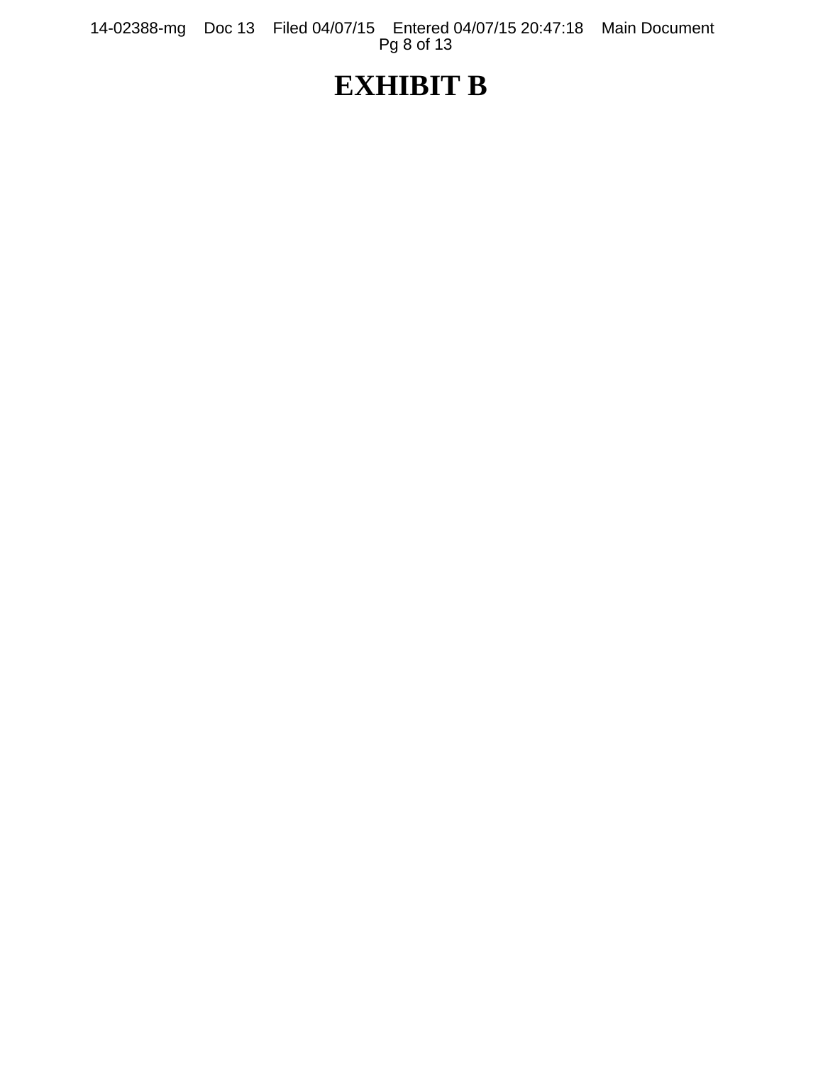# EXHIBIT B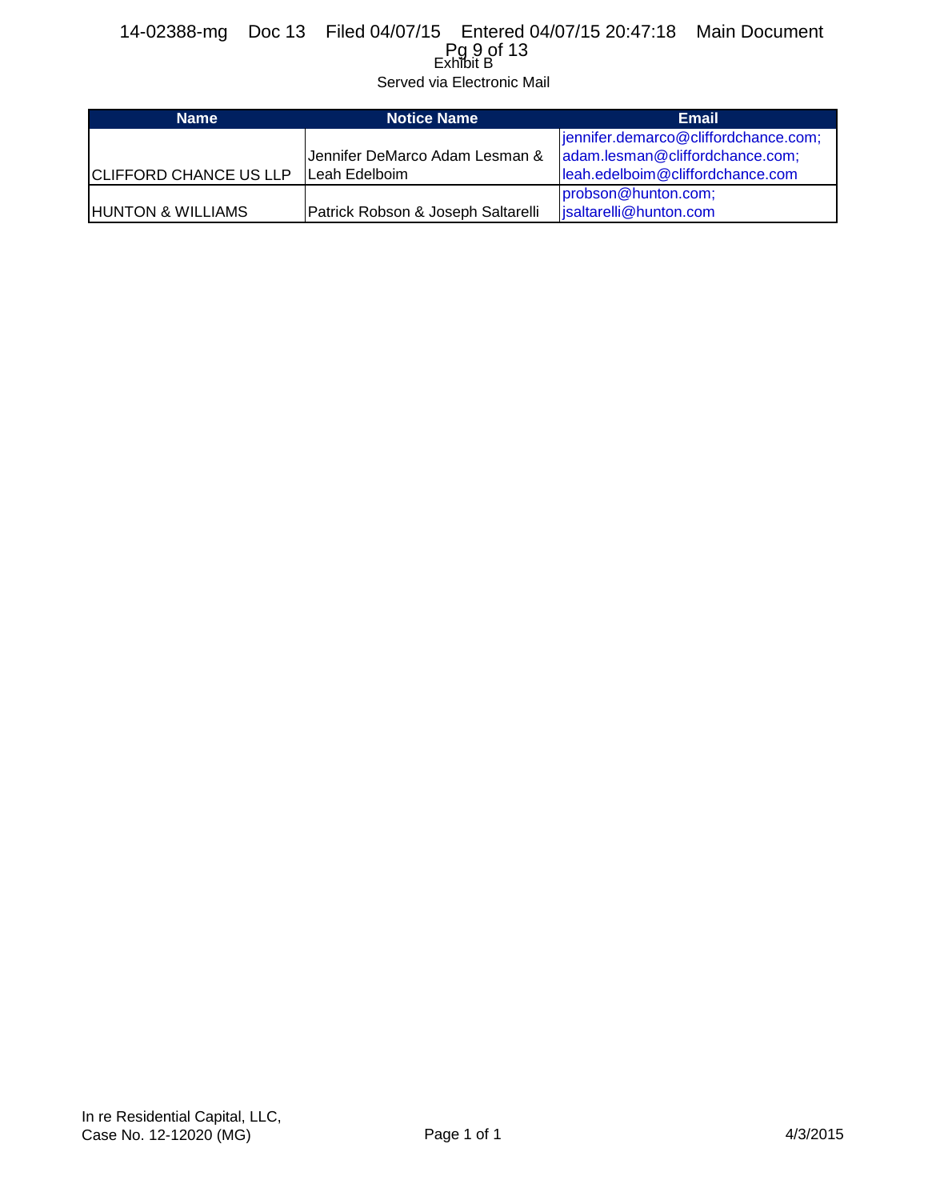Exhibit B

Served via Electronic Mail

| Name | Notice Name | Email |
| --- | --- | --- |
| CLIFFORD CHANCE US LLP | Jennifer DeMarco Adam Lesman & Leah Edelboim | jennifer.demarco@cliffordchance.com; adam.lesman@cliffordchance.com; leah.edelboim@cliffordchance.com |
| HUNTON & WILLIAMS | Patrick Robson & Joseph Saltarelli | probson@hunton.com; jsaltarelli@hunton.com |

In re Residential Capital, LLC,
Case No. 12-12020 (MG)

4/3/2015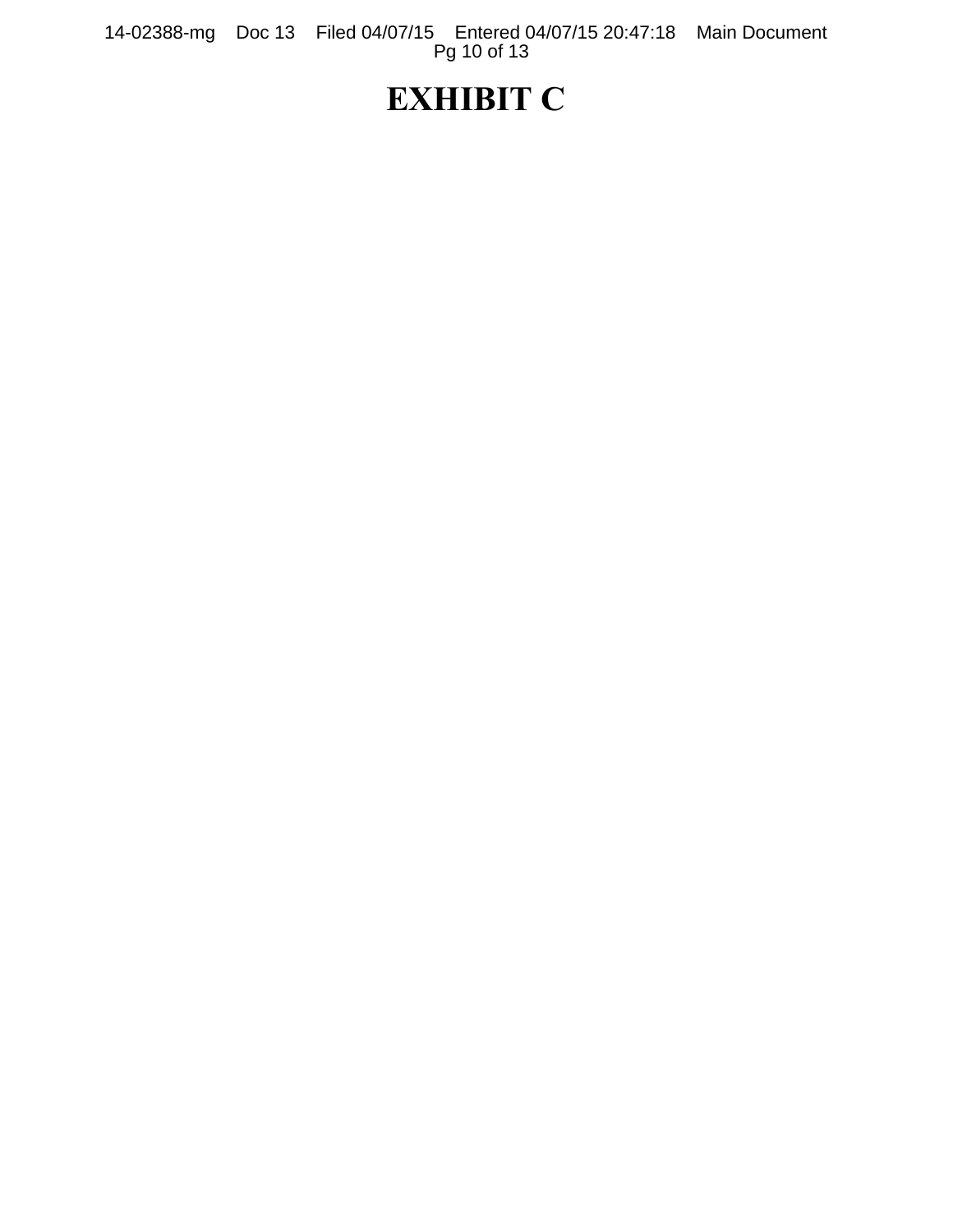# EXHIBIT C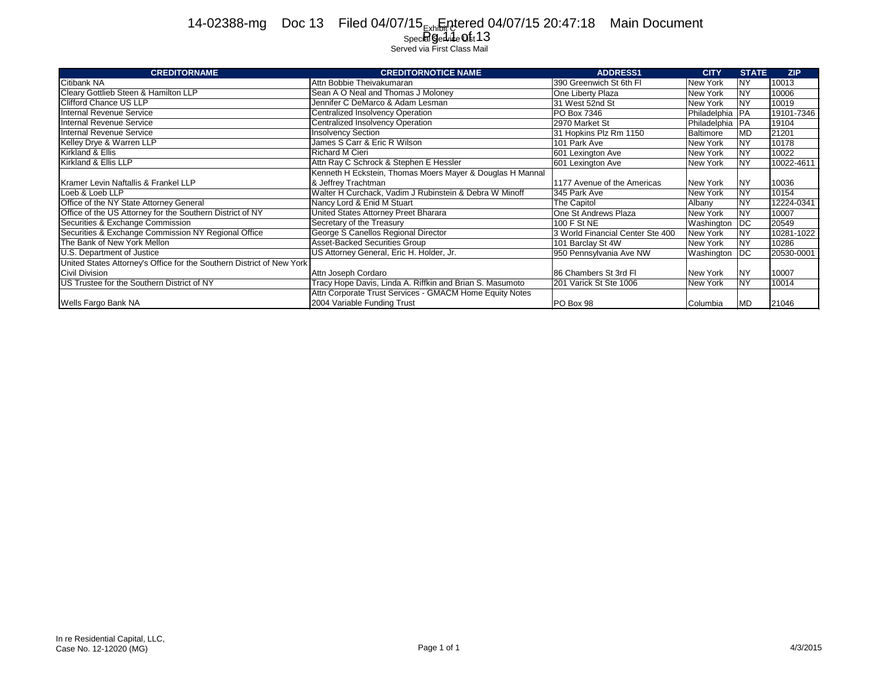Exhibit C
Special Service List
Served via First Class Mail

| CREDITORNAME | CREDITORNOTICE NAME | ADDRESS1 | CITY | STATE | ZIP |
|---|---|---|---|---|---|
| Citibank NA | Attn Bobbie Theivakumaran | 390 Greenwich St 6th Fl | New York | NY | 10013 |
| Cleary Gottlieb Steen & Hamilton LLP | Sean A O Neal and Thomas J Moloney | One Liberty Plaza | New York | NY | 10006 |
| Clifford Chance US LLP | Jennifer C DeMarco & Adam Lesman | 31 West 52nd St | New York | NY | 10019 |
| Internal Revenue Service | Centralized Insolvency Operation | PO Box 7346 | Philadelphia | PA | 19101-7346 |
| Internal Revenue Service | Centralized Insolvency Operation | 2970 Market St | Philadelphia | PA | 19104 |
| Internal Revenue Service | Insolvency Section | 31 Hopkins Plz Rm 1150 | Baltimore | MD | 21201 |
| Kelley Drye & Warren LLP | James S Carr & Eric R Wilson | 101 Park Ave | New York | NY | 10178 |
| Kirkland & Ellis | Richard M Cieri | 601 Lexington Ave | New York | NY | 10022 |
| Kirkland & Ellis LLP | Attn Ray C Schrock & Stephen E Hessler | 601 Lexington Ave | New York | NY | 10022-4611 |
| Kramer Levin Naftallis & Frankel LLP | Kenneth H Eckstein, Thomas Moers Mayer & Douglas H Mannal & Jeffrey Trachtman | 1177 Avenue of the Americas | New York | NY | 10036 |
| Loeb & Loeb LLP | Walter H Curchack, Vadim J Rubinstein & Debra W Minoff | 345 Park Ave | New York | NY | 10154 |
| Office of the NY State Attorney General | Nancy Lord & Enid M Stuart | The Capitol | Albany | NY | 12224-0341 |
| Office of the US Attorney for the Southern District of NY | United States Attorney Preet Bharara | One St Andrews Plaza | New York | NY | 10007 |
| Securities & Exchange Commission | Secretary of the Treasury | 100 F St NE | Washington | DC | 20549 |
| Securities & Exchange Commission NY Regional Office | George S Canellos Regional Director | 3 World Financial Center Ste 400 | New York | NY | 10281-1022 |
| The Bank of New York Mellon | Asset-Backed Securities Group | 101 Barclay St 4W | New York | NY | 10286 |
| U.S. Department of Justice | US Attorney General, Eric H. Holder, Jr. | 950 Pennsylvania Ave NW | Washington | DC | 20530-0001 |
| United States Attorney's Office for the Southern District of New York Civil Division | Attn Joseph Cordaro | 86 Chambers St 3rd Fl | New York | NY | 10007 |
| US Trustee for the Southern District of NY | Tracy Hope Davis, Linda A. Riffkin and Brian S. Masumoto | 201 Varick St Ste 1006 | New York | NY | 10014 |
| Wells Fargo Bank NA | Attn Corporate Trust Services - GMACM Home Equity Notes 2004 Variable Funding Trust | PO Box 98 | Columbia | MD | 21046 |

In re Residential Capital, LLC,
Case No. 12-12020 (MG)

4/3/2015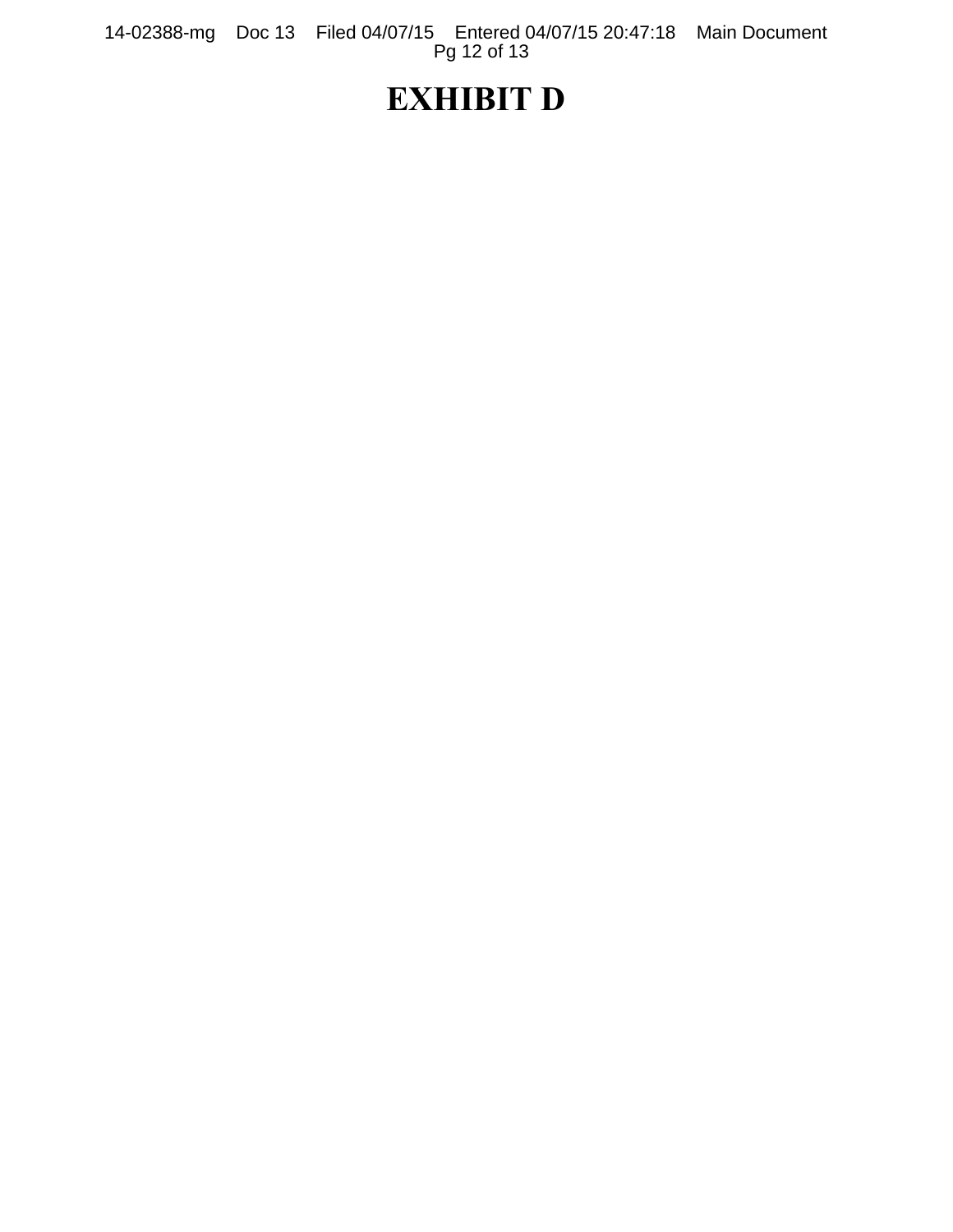# EXHIBIT D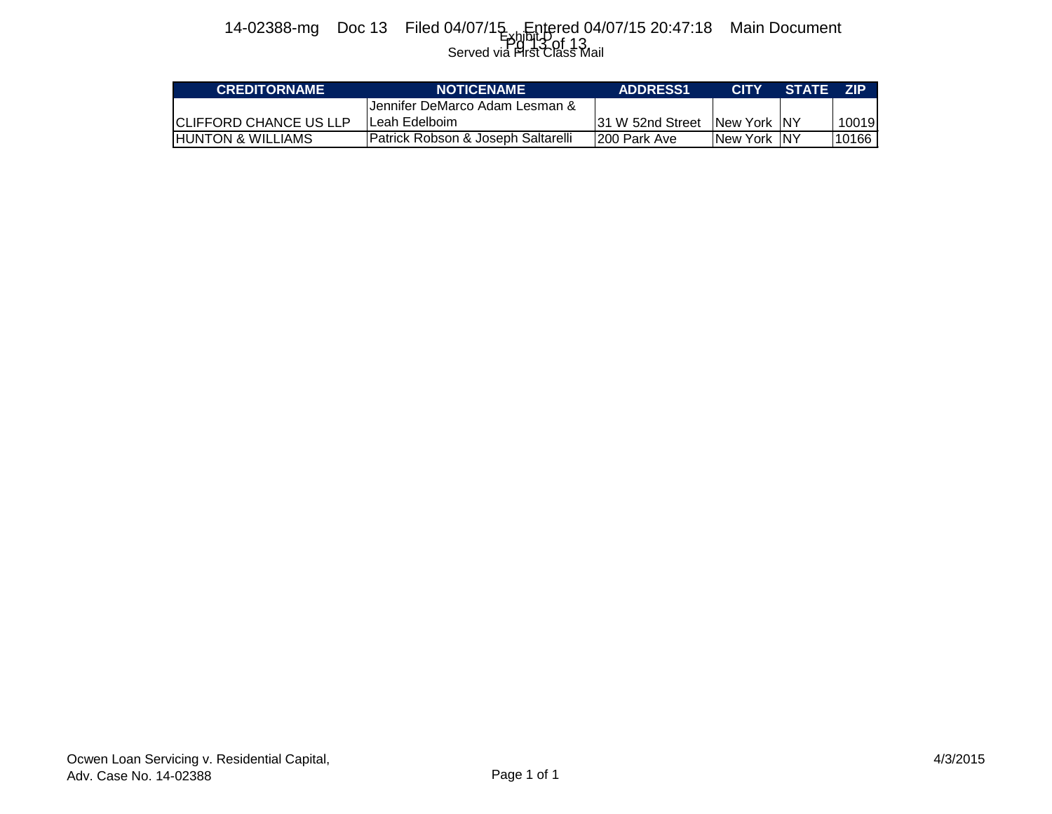Exhibit D
Served via First Class Mail

| CREDITORNAME | NOTICENAME | ADDRESS1 | CITY | STATE | ZIP |
|---|---|---|---|---|---|
| CLIFFORD CHANCE US LLP | Jennifer DeMarco Adam Lesman & Leah Edelboim | 31 W 52nd Street | New York | NY | 10019 |
| HUNTON & WILLIAMS | Patrick Robson & Joseph Saltarelli | 200 Park Ave | New York | NY | 10166 |

Ocwen Loan Servicing v. Residential Capital,
Adv. Case No. 14-02388

4/3/2015